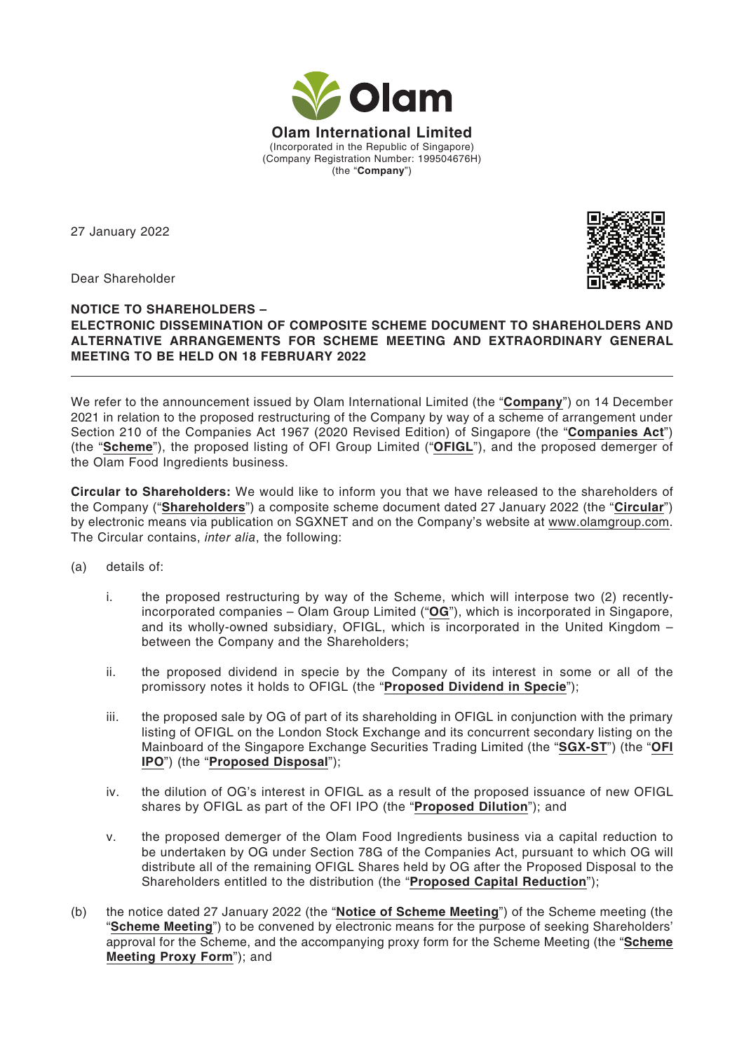**Olam International Limited**
(Incorporated in the Republic of Singapore)
(Company Registration Number: 199504676H)
(the "**Company**")

27 January 2022

Dear Shareholder

**NOTICE TO SHAREHOLDERS –**
**ELECTRONIC DISSEMINATION OF COMPOSITE SCHEME DOCUMENT TO SHAREHOLDERS AND ALTERNATIVE ARRANGEMENTS FOR SCHEME MEETING AND EXTRAORDINARY GENERAL MEETING TO BE HELD ON 18 FEBRUARY 2022**

---

We refer to the announcement issued by Olam International Limited (the "**Company**") on 14 December 2021 in relation to the proposed restructuring of the Company by way of a scheme of arrangement under Section 210 of the Companies Act 1967 (2020 Revised Edition) of Singapore (the "**Companies Act**") (the "**Scheme**"), the proposed listing of OFI Group Limited ("**OFIGL**"), and the proposed demerger of the Olam Food Ingredients business.

**Circular to Shareholders:** We would like to inform you that we have released to the shareholders of the Company ("**Shareholders**") a composite scheme document dated 27 January 2022 (the "**Circular**") by electronic means via publication on SGXNET and on the Company's website at www.olamgroup.com. The Circular contains, *inter alia*, the following:

(a) details of:

  i. the proposed restructuring by way of the Scheme, which will interpose two (2) recently-incorporated companies – Olam Group Limited ("**OG**"), which is incorporated in Singapore, and its wholly-owned subsidiary, OFIGL, which is incorporated in the United Kingdom – between the Company and the Shareholders;

  ii. the proposed dividend in specie by the Company of its interest in some or all of the promissory notes it holds to OFIGL (the "**Proposed Dividend in Specie**");

  iii. the proposed sale by OG of part of its shareholding in OFIGL in conjunction with the primary listing of OFIGL on the London Stock Exchange and its concurrent secondary listing on the Mainboard of the Singapore Exchange Securities Trading Limited (the "**SGX-ST**") (the "**OFI IPO**") (the "**Proposed Disposal**");

  iv. the dilution of OG's interest in OFIGL as a result of the proposed issuance of new OFIGL shares by OFIGL as part of the OFI IPO (the "**Proposed Dilution**"); and

  v. the proposed demerger of the Olam Food Ingredients business via a capital reduction to be undertaken by OG under Section 78G of the Companies Act, pursuant to which OG will distribute all of the remaining OFIGL Shares held by OG after the Proposed Disposal to the Shareholders entitled to the distribution (the "**Proposed Capital Reduction**");

(b) the notice dated 27 January 2022 (the "**Notice of Scheme Meeting**") of the Scheme meeting (the "**Scheme Meeting**") to be convened by electronic means for the purpose of seeking Shareholders' approval for the Scheme, and the accompanying proxy form for the Scheme Meeting (the "**Scheme Meeting Proxy Form**"); and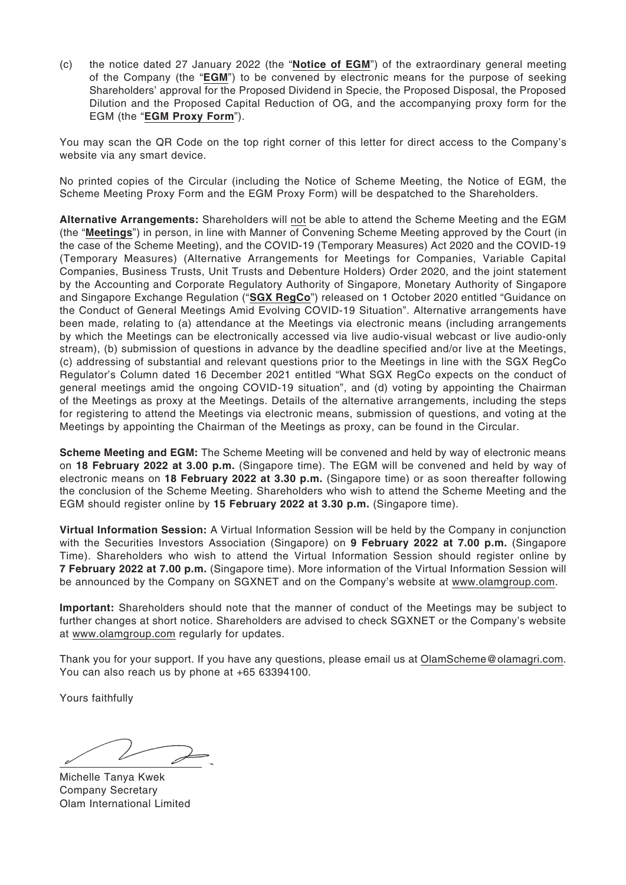(c) the notice dated 27 January 2022 (the "**Notice of EGM**") of the extraordinary general meeting of the Company (the "**EGM**") to be convened by electronic means for the purpose of seeking Shareholders' approval for the Proposed Dividend in Specie, the Proposed Disposal, the Proposed Dilution and the Proposed Capital Reduction of OG, and the accompanying proxy form for the EGM (the "**EGM Proxy Form**").

You may scan the QR Code on the top right corner of this letter for direct access to the Company's website via any smart device.

No printed copies of the Circular (including the Notice of Scheme Meeting, the Notice of EGM, the Scheme Meeting Proxy Form and the EGM Proxy Form) will be despatched to the Shareholders.

**Alternative Arrangements:** Shareholders will not be able to attend the Scheme Meeting and the EGM (the "**Meetings**") in person, in line with Manner of Convening Scheme Meeting approved by the Court (in the case of the Scheme Meeting), and the COVID-19 (Temporary Measures) Act 2020 and the COVID-19 (Temporary Measures) (Alternative Arrangements for Meetings for Companies, Variable Capital Companies, Business Trusts, Unit Trusts and Debenture Holders) Order 2020, and the joint statement by the Accounting and Corporate Regulatory Authority of Singapore, Monetary Authority of Singapore and Singapore Exchange Regulation ("**SGX RegCo**") released on 1 October 2020 entitled "Guidance on the Conduct of General Meetings Amid Evolving COVID-19 Situation". Alternative arrangements have been made, relating to (a) attendance at the Meetings via electronic means (including arrangements by which the Meetings can be electronically accessed via live audio-visual webcast or live audio-only stream), (b) submission of questions in advance by the deadline specified and/or live at the Meetings, (c) addressing of substantial and relevant questions prior to the Meetings in line with the SGX RegCo Regulator's Column dated 16 December 2021 entitled "What SGX RegCo expects on the conduct of general meetings amid the ongoing COVID-19 situation", and (d) voting by appointing the Chairman of the Meetings as proxy at the Meetings. Details of the alternative arrangements, including the steps for registering to attend the Meetings via electronic means, submission of questions, and voting at the Meetings by appointing the Chairman of the Meetings as proxy, can be found in the Circular.

**Scheme Meeting and EGM:** The Scheme Meeting will be convened and held by way of electronic means on **18 February 2022 at 3.00 p.m.** (Singapore time). The EGM will be convened and held by way of electronic means on **18 February 2022 at 3.30 p.m.** (Singapore time) or as soon thereafter following the conclusion of the Scheme Meeting. Shareholders who wish to attend the Scheme Meeting and the EGM should register online by **15 February 2022 at 3.30 p.m.** (Singapore time).

**Virtual Information Session:** A Virtual Information Session will be held by the Company in conjunction with the Securities Investors Association (Singapore) on **9 February 2022 at 7.00 p.m.** (Singapore Time). Shareholders who wish to attend the Virtual Information Session should register online by **7 February 2022 at 7.00 p.m.** (Singapore time). More information of the Virtual Information Session will be announced by the Company on SGXNET and on the Company's website at www.olamgroup.com.

**Important:** Shareholders should note that the manner of conduct of the Meetings may be subject to further changes at short notice. Shareholders are advised to check SGXNET or the Company's website at www.olamgroup.com regularly for updates.

Thank you for your support. If you have any questions, please email us at OlamScheme@olamagri.com. You can also reach us by phone at +65 63394100.

Yours faithfully

Michelle Tanya Kwek
Company Secretary
Olam International Limited